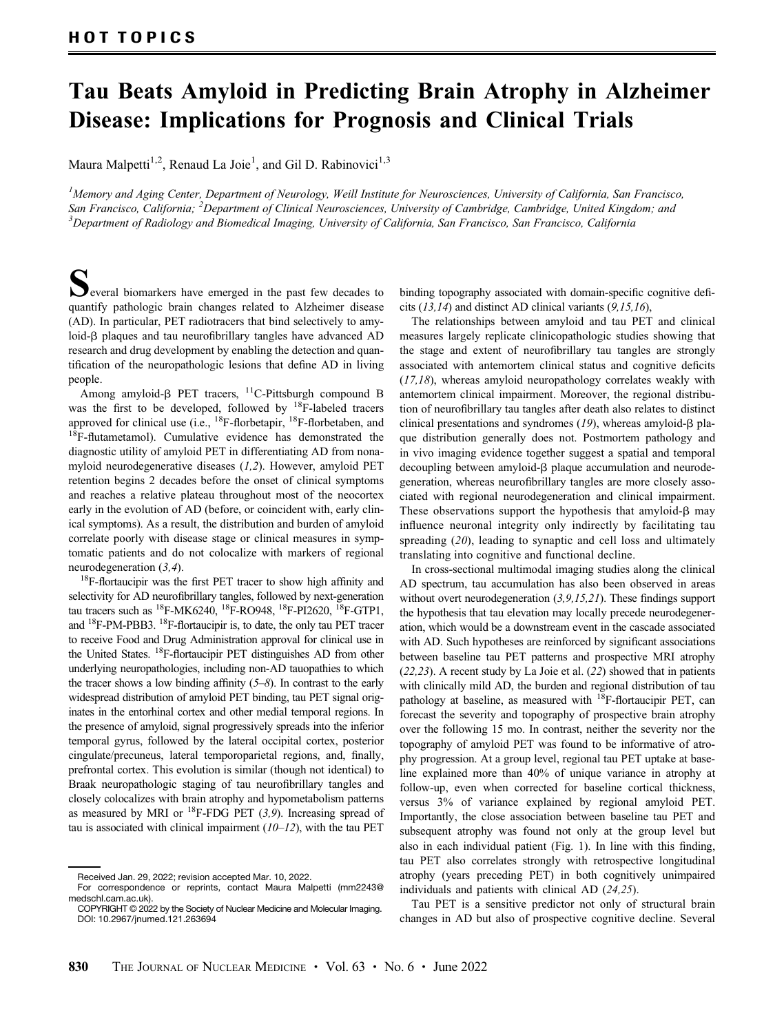# Tau Beats Amyloid in Predicting Brain Atrophy in Alzheimer Disease: Implications for Prognosis and Clinical Trials

Maura Malpetti[1,2], Renaud La Joie[1], and Gil D. Rabinovici[1,3]

[1]*Memory and Aging Center, Department of Neurology, Weill Institute for Neurosciences, University of California, San Francisco, San Francisco, California;* [2]*Department of Clinical Neurosciences, University of Cambridge, Cambridge, United Kingdom; and* [3]*Department of Radiology and Biomedical Imaging, University of California, San Francisco, San Francisco, California*

Several biomarkers have emerged in the past few decades to quantify pathologic brain changes related to Alzheimer disease (AD). In particular, PET radiotracers that bind selectively to amyloid-β plaques and tau neurofibrillary tangles have advanced AD research and drug development by enabling the detection and quantification of the neuropathologic lesions that define AD in living people.

Among amyloid-β PET tracers, $^{11}$C-Pittsburgh compound B was the first to be developed, followed by $^{18}$F-labeled tracers approved for clinical use (i.e., $^{18}$F-florbetapir, $^{18}$F-florbetaben, and $^{18}$F-flutametamol). Cumulative evidence has demonstrated the diagnostic utility of amyloid PET in differentiating AD from nonamyloid neurodegenerative diseases (*1,2*). However, amyloid PET retention begins 2 decades before the onset of clinical symptoms and reaches a relative plateau throughout most of the neocortex early in the evolution of AD (before, or coincident with, early clinical symptoms). As a result, the distribution and burden of amyloid correlate poorly with disease stage or clinical measures in symptomatic patients and do not colocalize with markers of regional neurodegeneration (*3,4*).

$^{18}$F-flortaucipir was the first PET tracer to show high affinity and selectivity for AD neurofibrillary tangles, followed by next-generation tau tracers such as $^{18}$F-MK6240, $^{18}$F-RO948, $^{18}$F-PI2620, $^{18}$F-GTP1, and $^{18}$F-PM-PBB3. $^{18}$F-flortaucipir is, to date, the only tau PET tracer to receive Food and Drug Administration approval for clinical use in the United States. $^{18}$F-flortaucipir PET distinguishes AD from other underlying neuropathologies, including non-AD tauopathies to which the tracer shows a low binding affinity (*5–8*). In contrast to the early widespread distribution of amyloid PET binding, tau PET signal originates in the entorhinal cortex and other medial temporal regions. In the presence of amyloid, signal progressively spreads into the inferior temporal gyrus, followed by the lateral occipital cortex, posterior cingulate/precuneus, lateral temporoparietal regions, and, finally, prefrontal cortex. This evolution is similar (though not identical) to Braak neuropathologic staging of tau neurofibrillary tangles and closely colocalizes with brain atrophy and hypometabolism patterns as measured by MRI or $^{18}$F-FDG PET (*3,9*). Increasing spread of tau is associated with clinical impairment (*10–12*), with the tau PET binding topography associated with domain-specific cognitive deficits (*13,14*) and distinct AD clinical variants (*9,15,16*),

The relationships between amyloid and tau PET and clinical measures largely replicate clinicopathologic studies showing that the stage and extent of neurofibrillary tau tangles are strongly associated with antemortem clinical status and cognitive deficits (*17,18*), whereas amyloid neuropathology correlates weakly with antemortem clinical impairment. Moreover, the regional distribution of neurofibrillary tau tangles after death also relates to distinct clinical presentations and syndromes (*19*), whereas amyloid-β plaque distribution generally does not. Postmortem pathology and in vivo imaging evidence together suggest a spatial and temporal decoupling between amyloid-β plaque accumulation and neurodegeneration, whereas neurofibrillary tangles are more closely associated with regional neurodegeneration and clinical impairment. These observations support the hypothesis that amyloid-β may influence neuronal integrity only indirectly by facilitating tau spreading (*20*), leading to synaptic and cell loss and ultimately translating into cognitive and functional decline.

In cross-sectional multimodal imaging studies along the clinical AD spectrum, tau accumulation has also been observed in areas without overt neurodegeneration (*3,9,15,21*). These findings support the hypothesis that tau elevation may locally precede neurodegeneration, which would be a downstream event in the cascade associated with AD. Such hypotheses are reinforced by significant associations between baseline tau PET patterns and prospective MRI atrophy (*22,23*). A recent study by La Joie et al. (*22*) showed that in patients with clinically mild AD, the burden and regional distribution of tau pathology at baseline, as measured with $^{18}$F-flortaucipir PET, can forecast the severity and topography of prospective brain atrophy over the following 15 mo. In contrast, neither the severity nor the topography of amyloid PET was found to be informative of atrophy progression. At a group level, regional tau PET uptake at baseline explained more than 40% of unique variance in atrophy at follow-up, even when corrected for baseline cortical thickness, versus 3% of variance explained by regional amyloid PET. Importantly, the close association between baseline tau PET and subsequent atrophy was found not only at the group level but also in each individual patient (Fig. 1). In line with this finding, tau PET also correlates strongly with retrospective longitudinal atrophy (years preceding PET) in both cognitively unimpaired individuals and patients with clinical AD (*24,25*).

Tau PET is a sensitive predictor not only of structural brain changes in AD but also of prospective cognitive decline. Several

---

Received Jan. 29, 2022; revision accepted Mar. 10, 2022.

For correspondence or reprints, contact Maura Malpetti (mm2243@medschl.cam.ac.uk).

COPYRIGHT © 2022 by the Society of Nuclear Medicine and Molecular Imaging.

DOI: 10.2967/jnumed.121.263694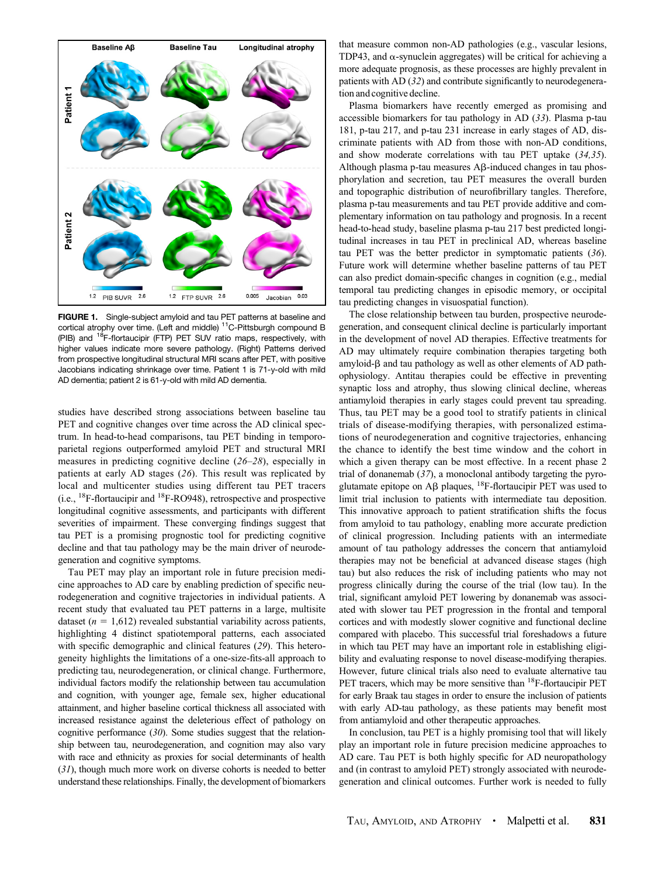**FIGURE 1.** Single-subject amyloid and tau PET patterns at baseline and cortical atrophy over time. (Left and middle) $^{11}$C-Pittsburgh compound B (PIB) and $^{18}$F-flortaucipir (FTP) PET SUV ratio maps, respectively, with higher values indicate more severe pathology. (Right) Patterns derived from prospective longitudinal structural MRI scans after PET, with positive Jacobians indicating shrinkage over time. Patient 1 is 71-y-old with mild AD dementia; patient 2 is 61-y-old with mild AD dementia.

studies have described strong associations between baseline tau PET and cognitive changes over time across the AD clinical spectrum. In head-to-head comparisons, tau PET binding in temporoparietal regions outperformed amyloid PET and structural MRI measures in predicting cognitive decline (*26–28*), especially in patients at early AD stages (*26*). This result was replicated by local and multicenter studies using different tau PET tracers (i.e., $^{18}$F-flortaucipir and $^{18}$F-RO948), retrospective and prospective longitudinal cognitive assessments, and participants with different severities of impairment. These converging findings suggest that tau PET is a promising prognostic tool for predicting cognitive decline and that tau pathology may be the main driver of neurodegeneration and cognitive symptoms.

Tau PET may play an important role in future precision medicine approaches to AD care by enabling prediction of specific neurodegeneration and cognitive trajectories in individual patients. A recent study that evaluated tau PET patterns in a large, multisite dataset ($n$ = 1,612) revealed substantial variability across patients, highlighting 4 distinct spatiotemporal patterns, each associated with specific demographic and clinical features (*29*). This heterogeneity highlights the limitations of a one-size-fits-all approach to predicting tau, neurodegeneration, or clinical change. Furthermore, individual factors modify the relationship between tau accumulation and cognition, with younger age, female sex, higher educational attainment, and higher baseline cortical thickness all associated with increased resistance against the deleterious effect of pathology on cognitive performance (*30*). Some studies suggest that the relationship between tau, neurodegeneration, and cognition may also vary with race and ethnicity as proxies for social determinants of health (*31*), though much more work on diverse cohorts is needed to better understand these relationships. Finally, the development of biomarkers that measure common non-AD pathologies (e.g., vascular lesions, TDP43, and α-synuclein aggregates) will be critical for achieving a more adequate prognosis, as these processes are highly prevalent in patients with AD (*32*) and contribute significantly to neurodegeneration and cognitive decline.

Plasma biomarkers have recently emerged as promising and accessible biomarkers for tau pathology in AD (*33*). Plasma p-tau 181, p-tau 217, and p-tau 231 increase in early stages of AD, discriminate patients with AD from those with non-AD conditions, and show moderate correlations with tau PET uptake (*34,35*). Although plasma p-tau measures Aβ-induced changes in tau phosphorylation and secretion, tau PET measures the overall burden and topographic distribution of neurofibrillary tangles. Therefore, plasma p-tau measurements and tau PET provide additive and complementary information on tau pathology and prognosis. In a recent head-to-head study, baseline plasma p-tau 217 best predicted longitudinal increases in tau PET in preclinical AD, whereas baseline tau PET was the better predictor in symptomatic patients (*36*). Future work will determine whether baseline patterns of tau PET can also predict domain-specific changes in cognition (e.g., medial temporal tau predicting changes in episodic memory, or occipital tau predicting changes in visuospatial function).

The close relationship between tau burden, prospective neurodegeneration, and consequent clinical decline is particularly important in the development of novel AD therapies. Effective treatments for AD may ultimately require combination therapies targeting both amyloid-β and tau pathology as well as other elements of AD pathophysiology. Antitau therapies could be effective in preventing synaptic loss and atrophy, thus slowing clinical decline, whereas antiamyloid therapies in early stages could prevent tau spreading. Thus, tau PET may be a good tool to stratify patients in clinical trials of disease-modifying therapies, with personalized estimations of neurodegeneration and cognitive trajectories, enhancing the chance to identify the best time window and the cohort in which a given therapy can be most effective. In a recent phase 2 trial of donanemab (*37*), a monoclonal antibody targeting the pyroglutamate epitope on Aβ plaques, $^{18}$F-flortaucipir PET was used to limit trial inclusion to patients with intermediate tau deposition. This innovative approach to patient stratification shifts the focus from amyloid to tau pathology, enabling more accurate prediction of clinical progression. Including patients with an intermediate amount of tau pathology addresses the concern that antiamyloid therapies may not be beneficial at advanced disease stages (high tau) but also reduces the risk of including patients who may not progress clinically during the course of the trial (low tau). In the trial, significant amyloid PET lowering by donanemab was associated with slower tau PET progression in the frontal and temporal cortices and with modestly slower cognitive and functional decline compared with placebo. This successful trial foreshadows a future in which tau PET may have an important role in establishing eligibility and evaluating response to novel disease-modifying therapies. However, future clinical trials also need to evaluate alternative tau PET tracers, which may be more sensitive than $^{18}$F-flortaucipir PET for early Braak tau stages in order to ensure the inclusion of patients with early AD-tau pathology, as these patients may benefit most from antiamyloid and other therapeutic approaches.

In conclusion, tau PET is a highly promising tool that will likely play an important role in future precision medicine approaches to AD care. Tau PET is both highly specific for AD neuropathology and (in contrast to amyloid PET) strongly associated with neurodegeneration and clinical outcomes. Further work is needed to fully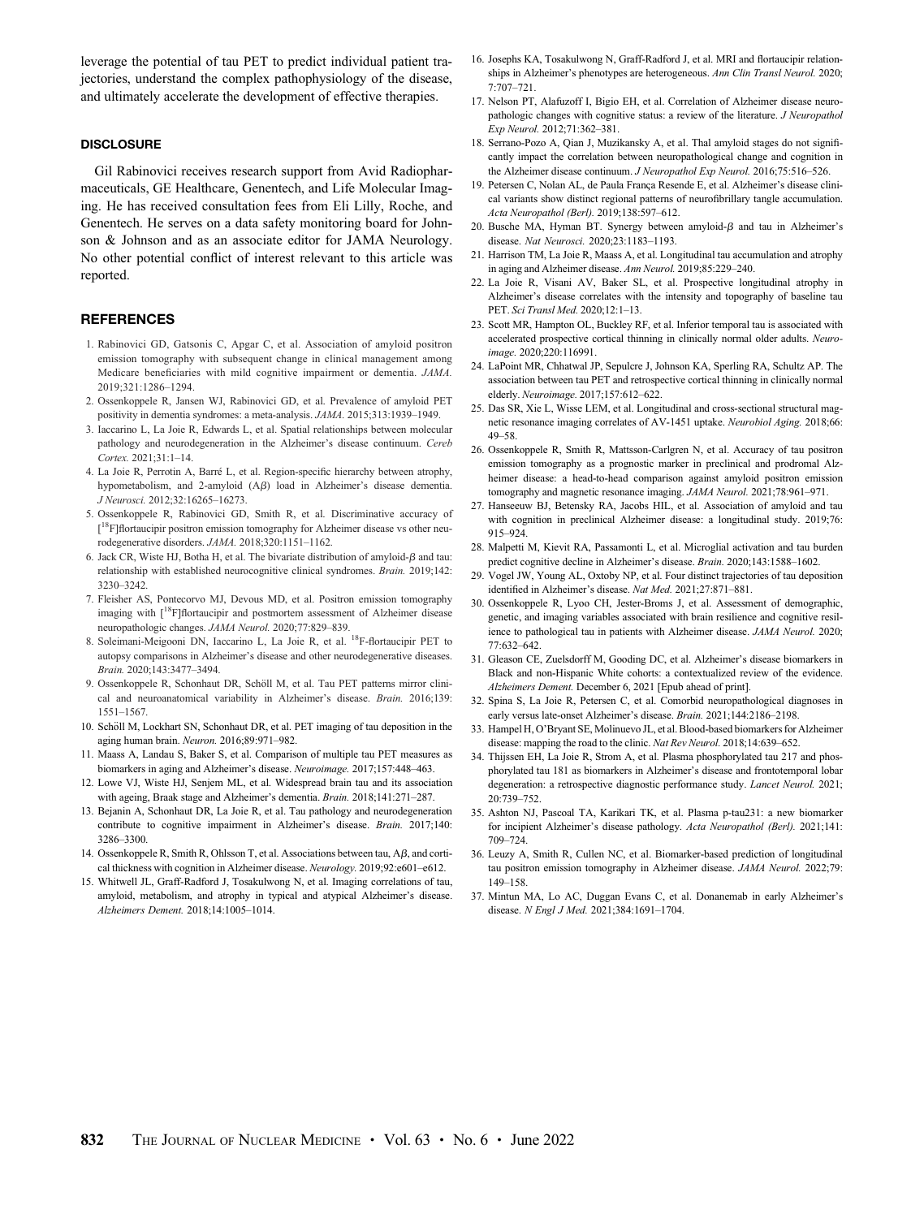leverage the potential of tau PET to predict individual patient trajectories, understand the complex pathophysiology of the disease, and ultimately accelerate the development of effective therapies.

## DISCLOSURE

Gil Rabinovici receives research support from Avid Radiopharmaceuticals, GE Healthcare, Genentech, and Life Molecular Imaging. He has received consultation fees from Eli Lilly, Roche, and Genentech. He serves on a data safety monitoring board for Johnson & Johnson and as an associate editor for JAMA Neurology. No other potential conflict of interest relevant to this article was reported.

## REFERENCES

1. Rabinovici GD, Gatsonis C, Apgar C, et al. Association of amyloid positron emission tomography with subsequent change in clinical management among Medicare beneficiaries with mild cognitive impairment or dementia. *JAMA.* 2019;321:1286–1294.
2. Ossenkoppele R, Jansen WJ, Rabinovici GD, et al. Prevalence of amyloid PET positivity in dementia syndromes: a meta-analysis. *JAMA.* 2015;313:1939–1949.
3. Iaccarino L, La Joie R, Edwards L, et al. Spatial relationships between molecular pathology and neurodegeneration in the Alzheimer's disease continuum. *Cereb Cortex.* 2021;31:1–14.
4. La Joie R, Perrotin A, Barré L, et al. Region-specific hierarchy between atrophy, hypometabolism, and 2-amyloid (Aβ) load in Alzheimer's disease dementia. *J Neurosci.* 2012;32:16265–16273.
5. Ossenkoppele R, Rabinovici GD, Smith R, et al. Discriminative accuracy of [$^{18}$F]flortaucipir positron emission tomography for Alzheimer disease vs other neurodegenerative disorders. *JAMA.* 2018;320:1151–1162.
6. Jack CR, Wiste HJ, Botha H, et al. The bivariate distribution of amyloid-β and tau: relationship with established neurocognitive clinical syndromes. *Brain.* 2019;142: 3230–3242.
7. Fleisher AS, Pontecorvo MJ, Devous MD, et al. Positron emission tomography imaging with [$^{18}$F]flortaucipir and postmortem assessment of Alzheimer disease neuropathologic changes. *JAMA Neurol.* 2020;77:829–839.
8. Soleimani-Meigooni DN, Iaccarino L, La Joie R, et al. $^{18}$F-flortaucipir PET to autopsy comparisons in Alzheimer's disease and other neurodegenerative diseases. *Brain.* 2020;143:3477–3494.
9. Ossenkoppele R, Schonhaut DR, Schöll M, et al. Tau PET patterns mirror clinical and neuroanatomical variability in Alzheimer's disease. *Brain.* 2016;139: 1551–1567.
10. Schöll M, Lockhart SN, Schonhaut DR, et al. PET imaging of tau deposition in the aging human brain. *Neuron.* 2016;89:971–982.
11. Maass A, Landau S, Baker S, et al. Comparison of multiple tau PET measures as biomarkers in aging and Alzheimer's disease. *Neuroimage.* 2017;157:448–463.
12. Lowe VJ, Wiste HJ, Senjem ML, et al. Widespread brain tau and its association with ageing, Braak stage and Alzheimer's dementia. *Brain.* 2018;141:271–287.
13. Bejanin A, Schonhaut DR, La Joie R, et al. Tau pathology and neurodegeneration contribute to cognitive impairment in Alzheimer's disease. *Brain.* 2017;140: 3286–3300.
14. Ossenkoppele R, Smith R, Ohlsson T, et al. Associations between tau, Aβ, and cortical thickness with cognition in Alzheimer disease. *Neurology.* 2019;92:e601–e612.
15. Whitwell JL, Graff-Radford J, Tosakulwong N, et al. Imaging correlations of tau, amyloid, metabolism, and atrophy in typical and atypical Alzheimer's disease. *Alzheimers Dement.* 2018;14:1005–1014.
16. Josephs KA, Tosakulwong N, Graff-Radford J, et al. MRI and flortaucipir relationships in Alzheimer's phenotypes are heterogeneous. *Ann Clin Transl Neurol.* 2020; 7:707–721.
17. Nelson PT, Alafuzoff I, Bigio EH, et al. Correlation of Alzheimer disease neuropathologic changes with cognitive status: a review of the literature. *J Neuropathol Exp Neurol.* 2012;71:362–381.
18. Serrano-Pozo A, Qian J, Muzikansky A, et al. Thal amyloid stages do not significantly impact the correlation between neuropathological change and cognition in the Alzheimer disease continuum. *J Neuropathol Exp Neurol.* 2016;75:516–526.
19. Petersen C, Nolan AL, de Paula França Resende E, et al. Alzheimer's disease clinical variants show distinct regional patterns of neurofibrillary tangle accumulation. *Acta Neuropathol (Berl).* 2019;138:597–612.
20. Busche MA, Hyman BT. Synergy between amyloid-β and tau in Alzheimer's disease. *Nat Neurosci.* 2020;23:1183–1193.
21. Harrison TM, La Joie R, Maass A, et al. Longitudinal tau accumulation and atrophy in aging and Alzheimer disease. *Ann Neurol.* 2019;85:229–240.
22. La Joie R, Visani AV, Baker SL, et al. Prospective longitudinal atrophy in Alzheimer's disease correlates with the intensity and topography of baseline tau PET. *Sci Transl Med.* 2020;12:1–13.
23. Scott MR, Hampton OL, Buckley RF, et al. Inferior temporal tau is associated with accelerated prospective cortical thinning in clinically normal older adults. *Neuroimage.* 2020;220:116991.
24. LaPoint MR, Chhatwal JP, Sepulcre J, Johnson KA, Sperling RA, Schultz AP. The association between tau PET and retrospective cortical thinning in clinically normal elderly. *Neuroimage.* 2017;157:612–622.
25. Das SR, Xie L, Wisse LEM, et al. Longitudinal and cross-sectional structural magnetic resonance imaging correlates of AV-1451 uptake. *Neurobiol Aging.* 2018;66: 49–58.
26. Ossenkoppele R, Smith R, Mattsson-Carlgren N, et al. Accuracy of tau positron emission tomography as a prognostic marker in preclinical and prodromal Alzheimer disease: a head-to-head comparison against amyloid positron emission tomography and magnetic resonance imaging. *JAMA Neurol.* 2021;78:961–971.
27. Hanseeuw BJ, Betensky RA, Jacobs HIL, et al. Association of amyloid and tau with cognition in preclinical Alzheimer disease: a longitudinal study. 2019;76: 915–924.
28. Malpetti M, Kievit RA, Passamonti L, et al. Microglial activation and tau burden predict cognitive decline in Alzheimer's disease. *Brain.* 2020;143:1588–1602.
29. Vogel JW, Young AL, Oxtoby NP, et al. Four distinct trajectories of tau deposition identified in Alzheimer's disease. *Nat Med.* 2021;27:871–881.
30. Ossenkoppele R, Lyoo CH, Jester-Broms J, et al. Assessment of demographic, genetic, and imaging variables associated with brain resilience and cognitive resilience to pathological tau in patients with Alzheimer disease. *JAMA Neurol.* 2020; 77:632–642.
31. Gleason CE, Zuelsdorff M, Gooding DC, et al. Alzheimer's disease biomarkers in Black and non-Hispanic White cohorts: a contextualized review of the evidence. *Alzheimers Dement.* December 6, 2021 [Epub ahead of print].
32. Spina S, La Joie R, Petersen C, et al. Comorbid neuropathological diagnoses in early versus late-onset Alzheimer's disease. *Brain.* 2021;144:2186–2198.
33. Hampel H, O'Bryant SE, Molinuevo JL, et al. Blood-based biomarkers for Alzheimer disease: mapping the road to the clinic. *Nat Rev Neurol.* 2018;14:639–652.
34. Thijssen EH, La Joie R, Strom A, et al. Plasma phosphorylated tau 217 and phosphorylated tau 181 as biomarkers in Alzheimer's disease and frontotemporal lobar degeneration: a retrospective diagnostic performance study. *Lancet Neurol.* 2021; 20:739–752.
35. Ashton NJ, Pascoal TA, Karikari TK, et al. Plasma p-tau231: a new biomarker for incipient Alzheimer's disease pathology. *Acta Neuropathol (Berl).* 2021;141: 709–724.
36. Leuzy A, Smith R, Cullen NC, et al. Biomarker-based prediction of longitudinal tau positron emission tomography in Alzheimer disease. *JAMA Neurol.* 2022;79: 149–158.
37. Mintun MA, Lo AC, Duggan Evans C, et al. Donanemab in early Alzheimer's disease. *N Engl J Med.* 2021;384:1691–1704.